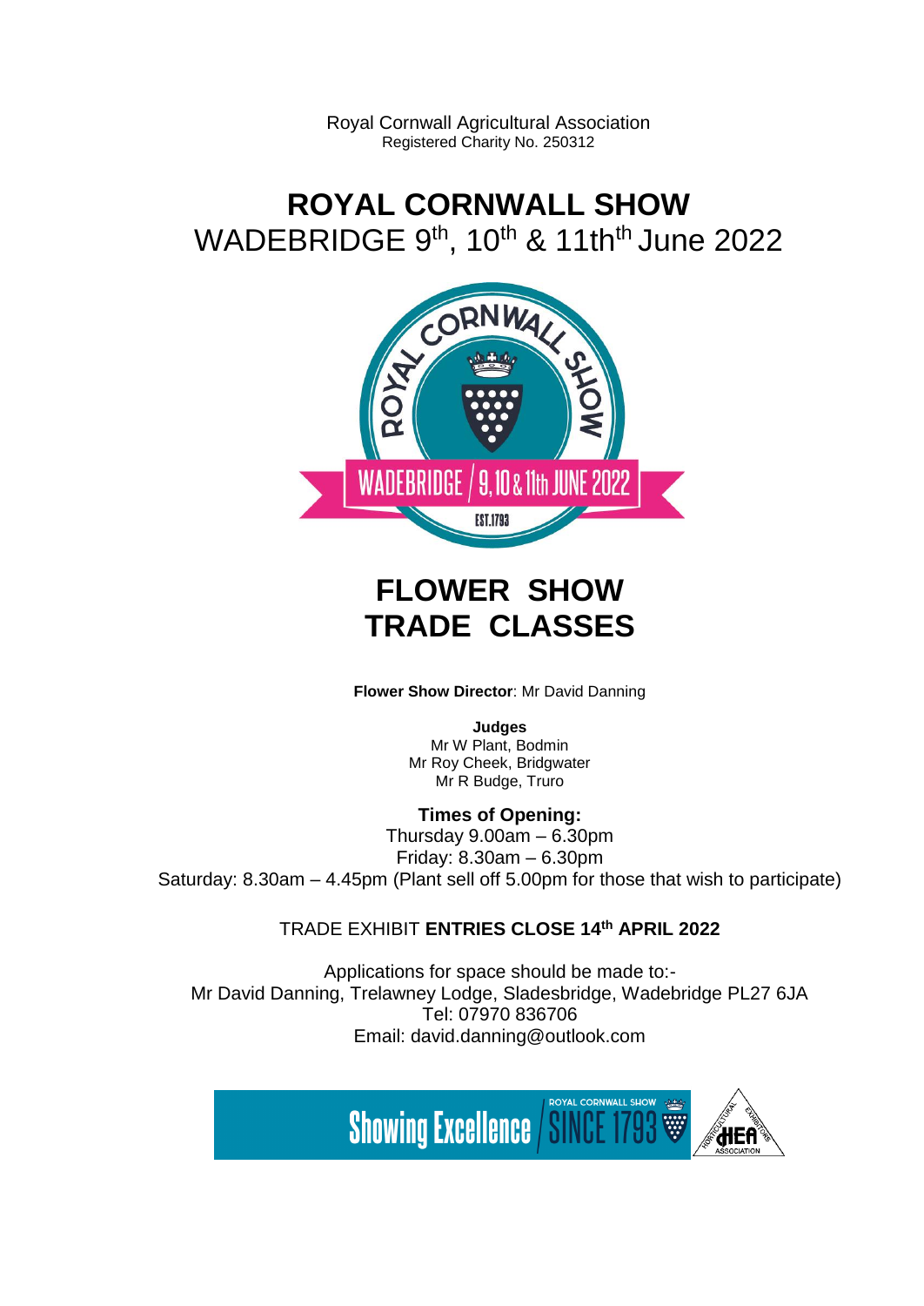Royal Cornwall Agricultural Association
Registered Charity No. 250312

# ROYAL CORNWALL SHOW

WADEBRIDGE 9th, 10th & 11thth June 2022

# FLOWER SHOW TRADE CLASSES

**Flower Show Director**: Mr David Danning

**Judges**
Mr W Plant, Bodmin
Mr Roy Cheek, Bridgwater
Mr R Budge, Truro

**Times of Opening:**
Thursday 9.00am – 6.30pm
Friday: 8.30am – 6.30pm
Saturday: 8.30am – 4.45pm (Plant sell off 5.00pm for those that wish to participate)

TRADE EXHIBIT **ENTRIES CLOSE 14th APRIL 2022**

Applications for space should be made to:-
Mr David Danning, Trelawney Lodge, Sladesbridge, Wadebridge PL27 6JA
Tel: 07970 836706
Email: david.danning@outlook.com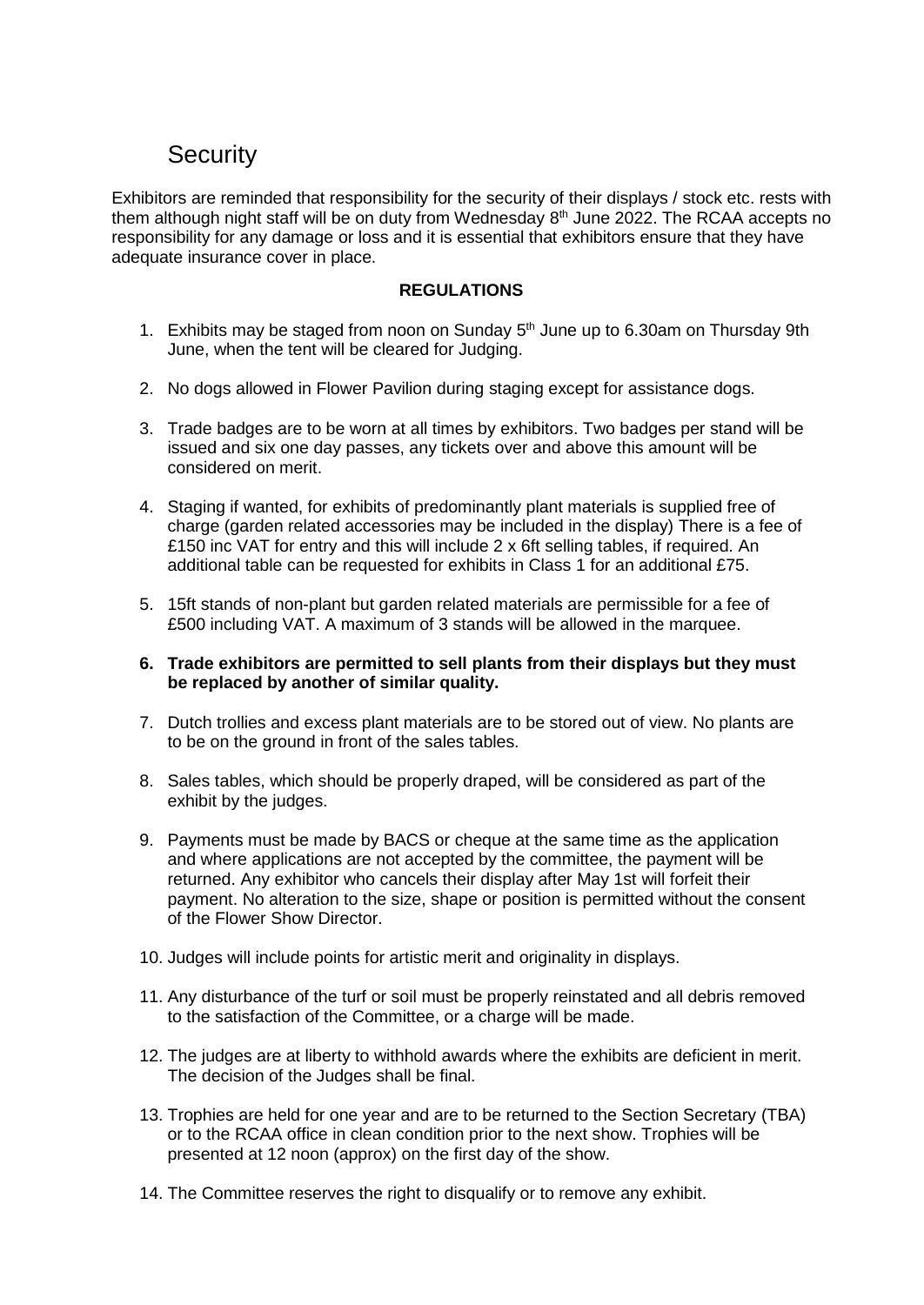## Security

Exhibitors are reminded that responsibility for the security of their displays / stock etc. rests with them although night staff will be on duty from Wednesday 8th June 2022. The RCAA accepts no responsibility for any damage or loss and it is essential that exhibitors ensure that they have adequate insurance cover in place.

**REGULATIONS**

1. Exhibits may be staged from noon on Sunday 5th June up to 6.30am on Thursday 9th June, when the tent will be cleared for Judging.

2. No dogs allowed in Flower Pavilion during staging except for assistance dogs.

3. Trade badges are to be worn at all times by exhibitors. Two badges per stand will be issued and six one day passes, any tickets over and above this amount will be considered on merit.

4. Staging if wanted, for exhibits of predominantly plant materials is supplied free of charge (garden related accessories may be included in the display) There is a fee of £150 inc VAT for entry and this will include 2 x 6ft selling tables, if required. An additional table can be requested for exhibits in Class 1 for an additional £75.

5. 15ft stands of non-plant but garden related materials are permissible for a fee of £500 including VAT. A maximum of 3 stands will be allowed in the marquee.

6. **Trade exhibitors are permitted to sell plants from their displays but they must be replaced by another of similar quality.**

7. Dutch trollies and excess plant materials are to be stored out of view. No plants are to be on the ground in front of the sales tables.

8. Sales tables, which should be properly draped, will be considered as part of the exhibit by the judges.

9. Payments must be made by BACS or cheque at the same time as the application and where applications are not accepted by the committee, the payment will be returned. Any exhibitor who cancels their display after May 1st will forfeit their payment. No alteration to the size, shape or position is permitted without the consent of the Flower Show Director.

10. Judges will include points for artistic merit and originality in displays.

11. Any disturbance of the turf or soil must be properly reinstated and all debris removed to the satisfaction of the Committee, or a charge will be made.

12. The judges are at liberty to withhold awards where the exhibits are deficient in merit. The decision of the Judges shall be final.

13. Trophies are held for one year and are to be returned to the Section Secretary (TBA) or to the RCAA office in clean condition prior to the next show. Trophies will be presented at 12 noon (approx) on the first day of the show.

14. The Committee reserves the right to disqualify or to remove any exhibit.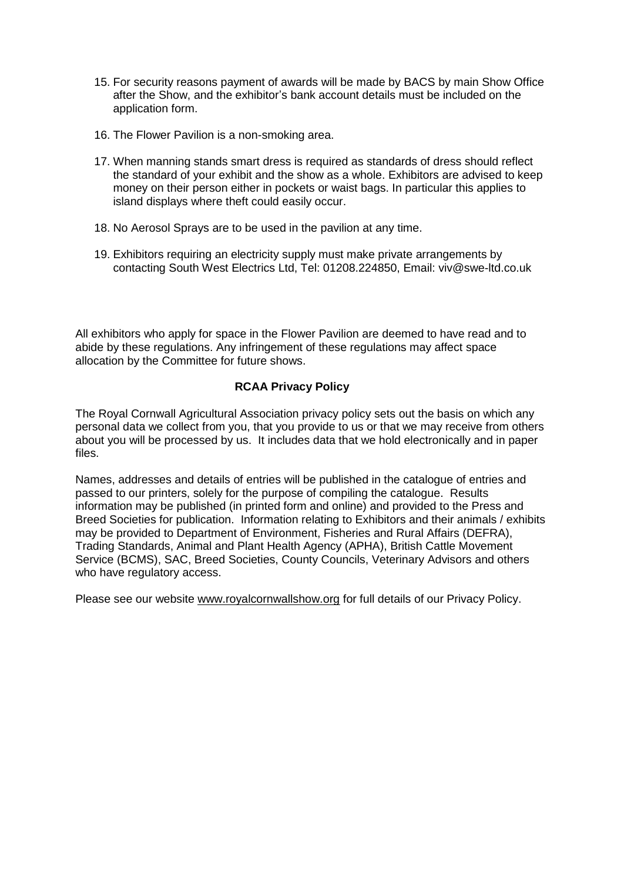15. For security reasons payment of awards will be made by BACS by main Show Office after the Show, and the exhibitor's bank account details must be included on the application form.

16. The Flower Pavilion is a non-smoking area.

17. When manning stands smart dress is required as standards of dress should reflect the standard of your exhibit and the show as a whole. Exhibitors are advised to keep money on their person either in pockets or waist bags. In particular this applies to island displays where theft could easily occur.

18. No Aerosol Sprays are to be used in the pavilion at any time.

19. Exhibitors requiring an electricity supply must make private arrangements by contacting South West Electrics Ltd, Tel: 01208.224850, Email: viv@swe-ltd.co.uk

All exhibitors who apply for space in the Flower Pavilion are deemed to have read and to abide by these regulations. Any infringement of these regulations may affect space allocation by the Committee for future shows.

**RCAA Privacy Policy**

The Royal Cornwall Agricultural Association privacy policy sets out the basis on which any personal data we collect from you, that you provide to us or that we may receive from others about you will be processed by us. It includes data that we hold electronically and in paper files.

Names, addresses and details of entries will be published in the catalogue of entries and passed to our printers, solely for the purpose of compiling the catalogue. Results information may be published (in printed form and online) and provided to the Press and Breed Societies for publication. Information relating to Exhibitors and their animals / exhibits may be provided to Department of Environment, Fisheries and Rural Affairs (DEFRA), Trading Standards, Animal and Plant Health Agency (APHA), British Cattle Movement Service (BCMS), SAC, Breed Societies, County Councils, Veterinary Advisors and others who have regulatory access.

Please see our website www.royalcornwallshow.org for full details of our Privacy Policy.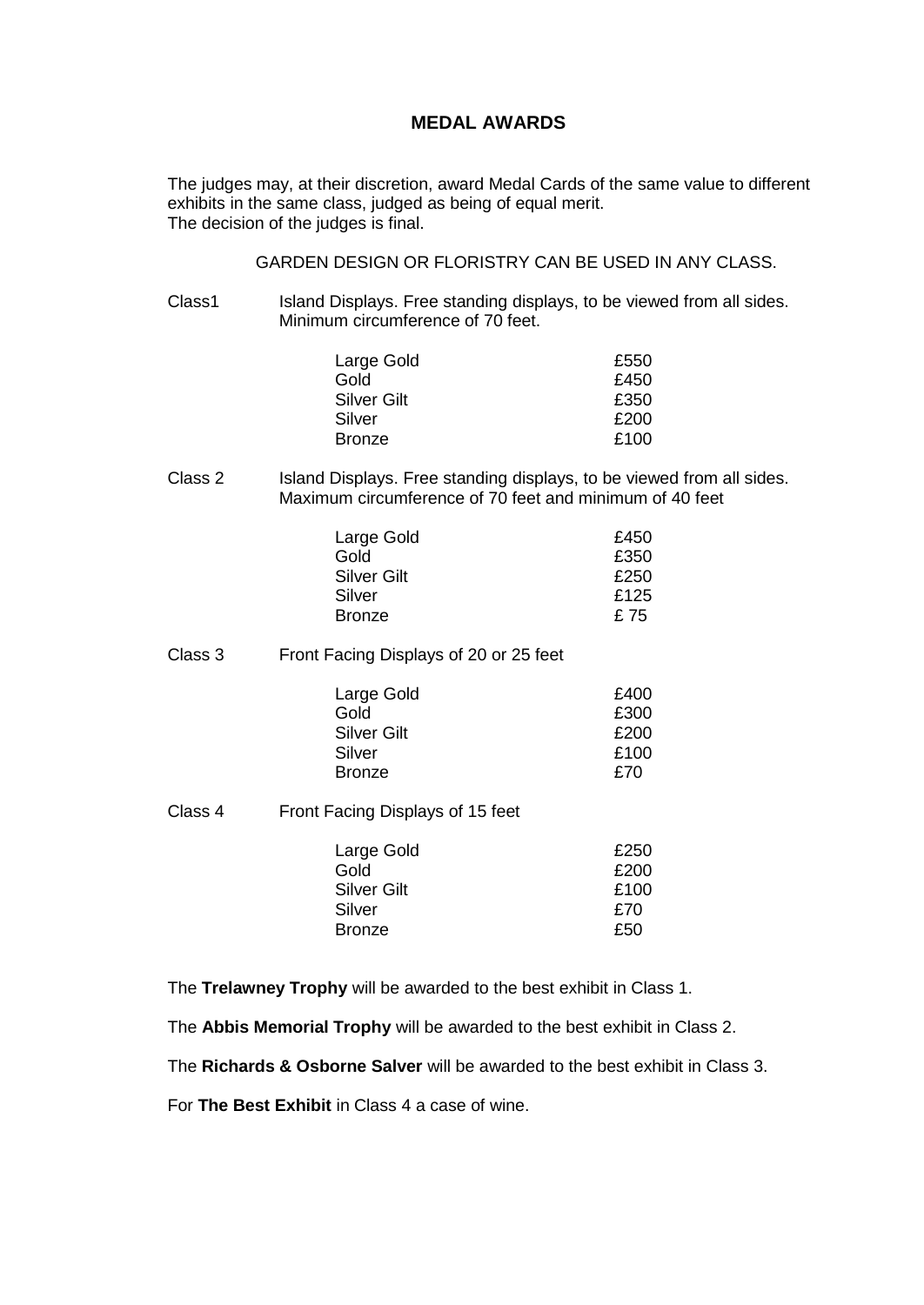## MEDAL AWARDS

The judges may, at their discretion, award Medal Cards of the same value to different exhibits in the same class, judged as being of equal merit.
The decision of the judges is final.

GARDEN DESIGN OR FLORISTRY CAN BE USED IN ANY CLASS.

Class1 Island Displays. Free standing displays, to be viewed from all sides. Minimum circumference of 70 feet.

| | |
|---|---|
| Large Gold | £550 |
| Gold | £450 |
| Silver Gilt | £350 |
| Silver | £200 |
| Bronze | £100 |

Class 2 Island Displays. Free standing displays, to be viewed from all sides. Maximum circumference of 70 feet and minimum of 40 feet

| | |
|---|---|
| Large Gold | £450 |
| Gold | £350 |
| Silver Gilt | £250 |
| Silver | £125 |
| Bronze | £ 75 |

Class 3 Front Facing Displays of 20 or 25 feet

| | |
|---|---|
| Large Gold | £400 |
| Gold | £300 |
| Silver Gilt | £200 |
| Silver | £100 |
| Bronze | £70 |

Class 4 Front Facing Displays of 15 feet

| | |
|---|---|
| Large Gold | £250 |
| Gold | £200 |
| Silver Gilt | £100 |
| Silver | £70 |
| Bronze | £50 |

The **Trelawney Trophy** will be awarded to the best exhibit in Class 1.

The **Abbis Memorial Trophy** will be awarded to the best exhibit in Class 2.

The **Richards & Osborne Salver** will be awarded to the best exhibit in Class 3.

For **The Best Exhibit** in Class 4 a case of wine.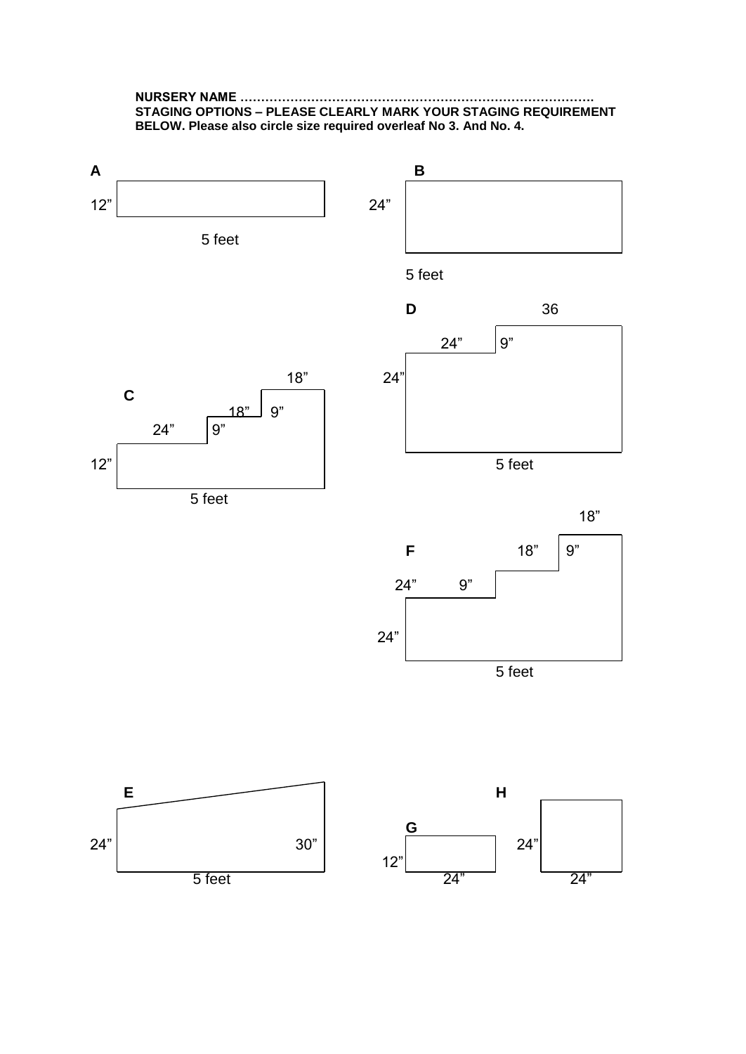**NURSERY NAME ……………………………………………………………………………**
**STAGING OPTIONS – PLEASE CLEARLY MARK YOUR STAGING REQUIREMENT BELOW. Please also circle size required overleaf No 3. And No. 4.**

**A**

12”

5 feet

**B**

24”

5 feet

**D**

36

24” 9”

24”

5 feet

**C**

18”

18” 9”

24” 9”

12”

5 feet

18”

**F**

18” 9”

24” 9”

24”

5 feet

**E**

24” 30”

5 feet

**H**

**G**

12” 24”

24” 24”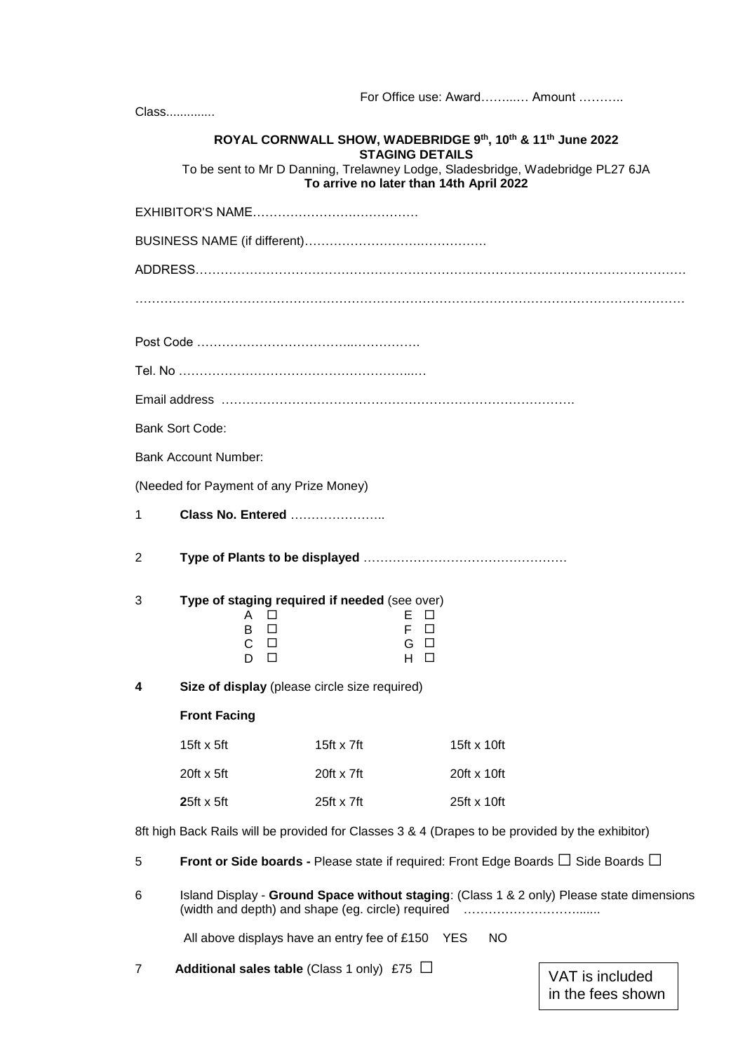For Office use: Award……..… Amount ………..

Class.............

**ROYAL CORNWALL SHOW, WADEBRIDGE 9th, 10th & 11th June 2022**
**STAGING DETAILS**
To be sent to Mr D Danning, Trelawney Lodge, Sladesbridge, Wadebridge PL27 6JA
**To arrive no later than 14th April 2022**

EXHIBITOR'S NAME………………….……………

BUSINESS NAME (if different)…………………….……………

ADDRESS………………………………………………………………………….…………………………

…………………………………………………………………………………………………………………

Post Code ………………………………..…………….

Tel. No …………………………………………………..…

Email address ……………………………………………………………………….

Bank Sort Code:

Bank Account Number:

(Needed for Payment of any Prize Money)

1 **Class No. Entered** …………………..

2 **Type of Plants to be displayed** …………………………………………

3 **Type of staging required if needed** (see over)

| | |
|---|---|
| A ☐ | E ☐ |
| B ☐ | F ☐ |
| C ☐ | G ☐ |
| D ☐ | H ☐ |

**4 Size of display** (please circle size required)

**Front Facing**

| | | |
|---|---|---|
| 15ft x 5ft | 15ft x 7ft | 15ft x 10ft |
| 20ft x 5ft | 20ft x 7ft | 20ft x 10ft |
| **2**5ft x 5ft | 25ft x 7ft | 25ft x 10ft |

8ft high Back Rails will be provided for Classes 3 & 4 (Drapes to be provided by the exhibitor)

5 **Front or Side boards -** Please state if required: Front Edge Boards ☐ Side Boards ☐

6 Island Display - **Ground Space without staging**: (Class 1 & 2 only) Please state dimensions (width and depth) and shape (eg. circle) required …………………………......

All above displays have an entry fee of £150 YES NO

7 **Additional sales table** (Class 1 only) £75 ☐

VAT is included in the fees shown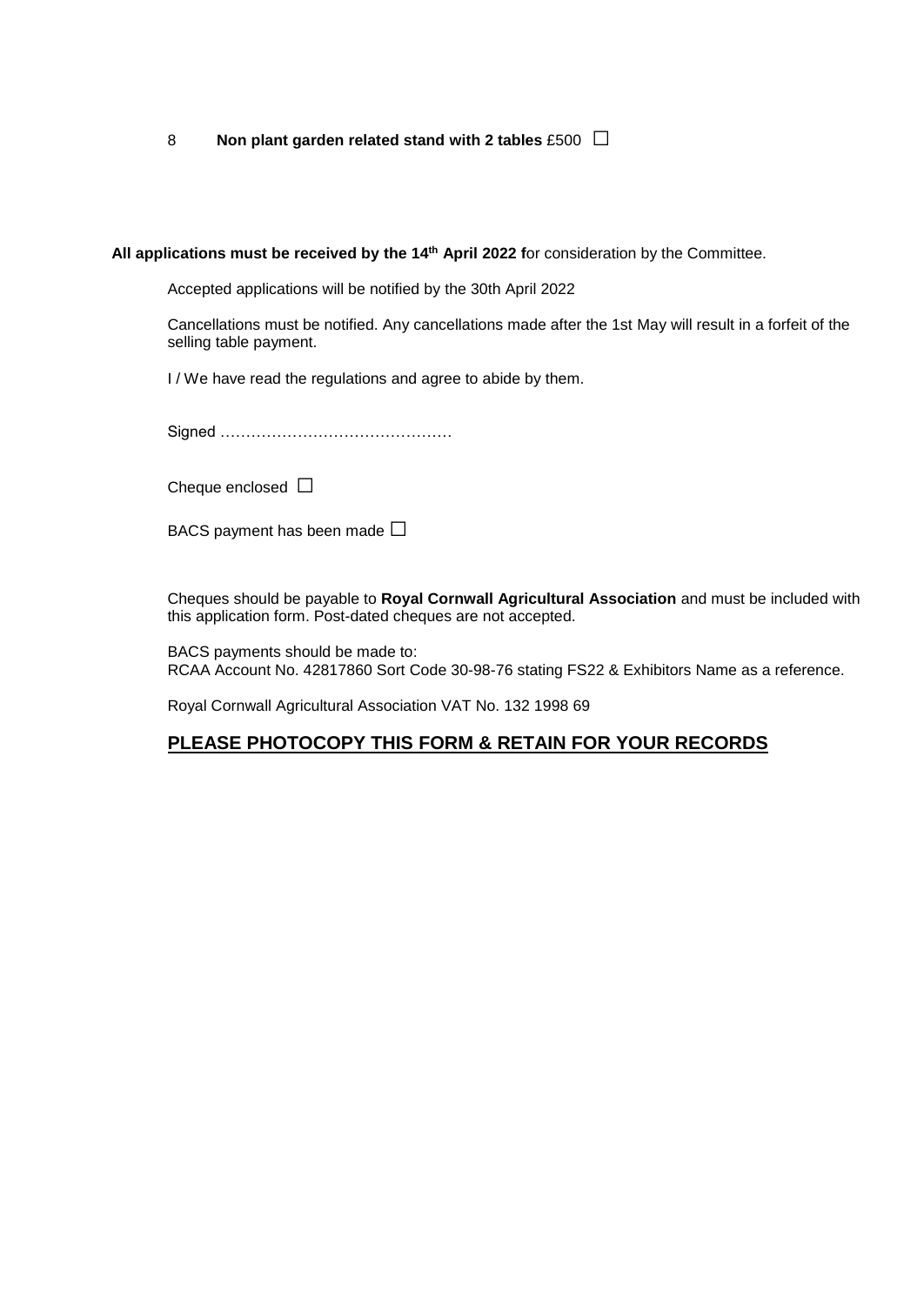8 **Non plant garden related stand with 2 tables** £500 ☐

**All applications must be received by the 14th April 2022 f**or consideration by the Committee.

Accepted applications will be notified by the 30th April 2022

Cancellations must be notified. Any cancellations made after the 1st May will result in a forfeit of the selling table payment.

I / We have read the regulations and agree to abide by them.

Signed ……………………………………

Cheque enclosed ☐

BACS payment has been made ☐

Cheques should be payable to **Royal Cornwall Agricultural Association** and must be included with this application form. Post-dated cheques are not accepted.

BACS payments should be made to:
RCAA Account No. 42817860 Sort Code 30-98-76 stating FS22 & Exhibitors Name as a reference.

Royal Cornwall Agricultural Association VAT No. 132 1998 69

## <u>PLEASE PHOTOCOPY THIS FORM & RETAIN FOR YOUR RECORDS</u>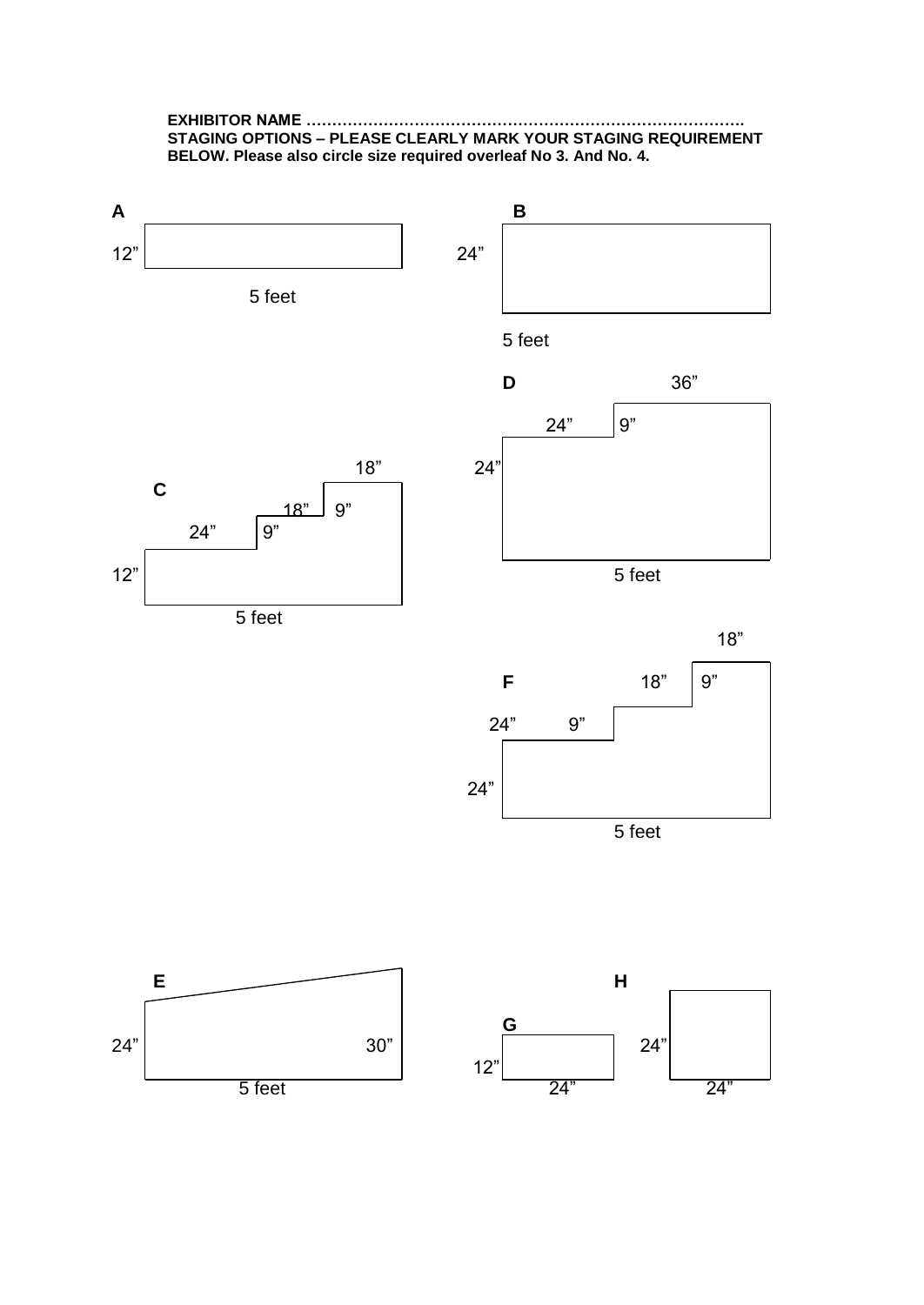**EXHIBITOR NAME ……………………………………………………………………….**
**STAGING OPTIONS – PLEASE CLEARLY MARK YOUR STAGING REQUIREMENT BELOW. Please also circle size required overleaf No 3. And No. 4.**

**A**

12”

5 feet

**B**

24”

5 feet

**D**

36”

24”

9”

24”

5 feet

**C**

18”

18”

9”

24”

9”

12”

5 feet

**F**

18”

18”

9”

24”

9”

24”

5 feet

**E**

24”

30”

5 feet

**G**

12”

24”

**H**

24”

24”